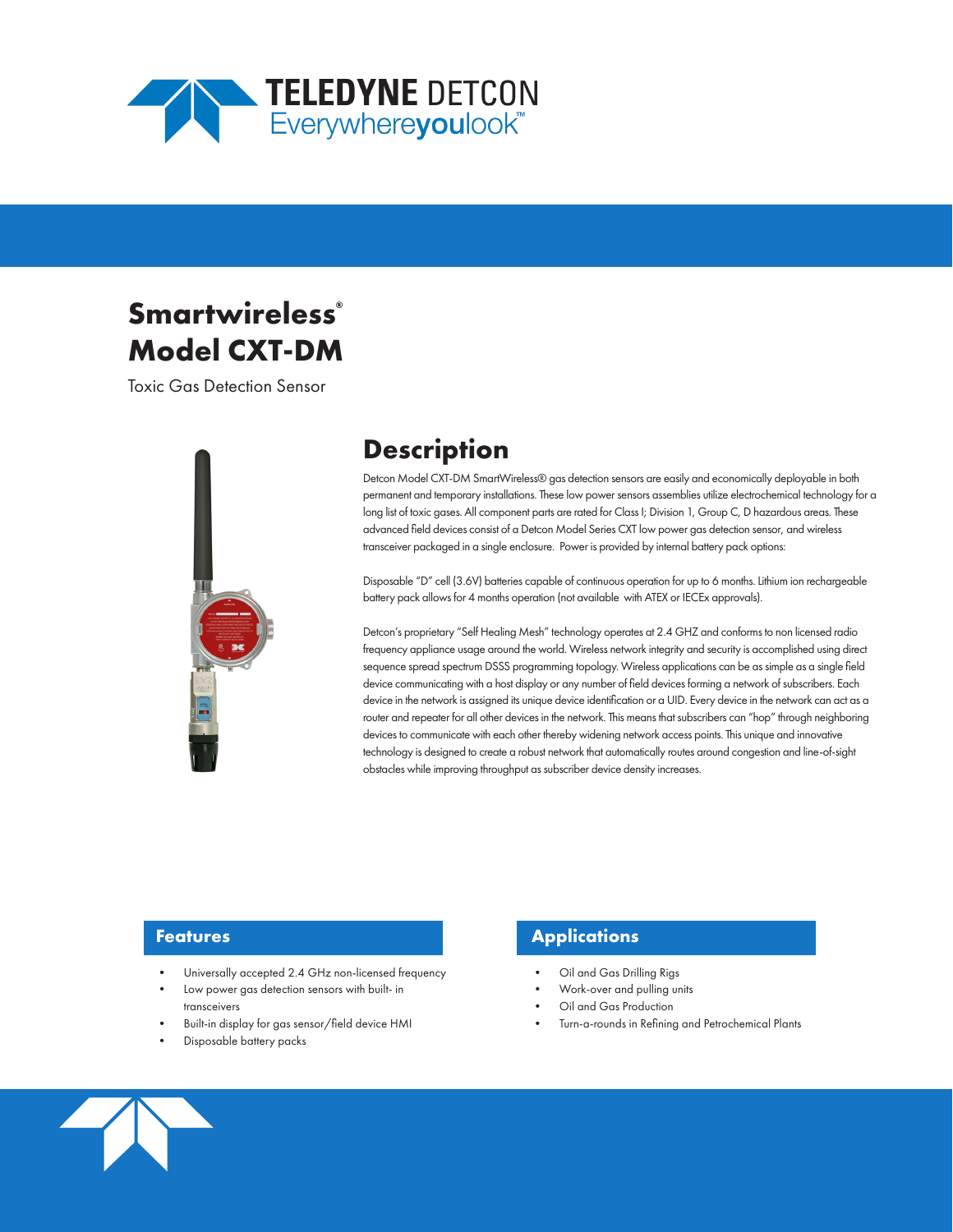# Smartwireless®
# Model CXT-DM

Toxic Gas Detection Sensor

## Description

Detcon Model CXT-DM SmartWireless® gas detection sensors are easily and economically deployable in both permanent and temporary installations. These low power sensors assemblies utilize electrochemical technology for a long list of toxic gases. All component parts are rated for Class I; Division 1, Group C, D hazardous areas. These advanced field devices consist of a Detcon Model Series CXT low power gas detection sensor, and wireless transceiver packaged in a single enclosure. Power is provided by internal battery pack options:

Disposable "D" cell (3.6V) batteries capable of continuous operation for up to 6 months. Lithium ion rechargeable battery pack allows for 4 months operation (not available with ATEX or IECEx approvals).

Detcon's proprietary "Self Healing Mesh" technology operates at 2.4 GHZ and conforms to non licensed radio frequency appliance usage around the world. Wireless network integrity and security is accomplished using direct sequence spread spectrum DSSS programming topology. Wireless applications can be as simple as a single field device communicating with a host display or any number of field devices forming a network of subscribers. Each device in the network is assigned its unique device identification or a UID. Every device in the network can act as a router and repeater for all other devices in the network. This means that subscribers can "hop" through neighboring devices to communicate with each other thereby widening network access points. This unique and innovative technology is designed to create a robust network that automatically routes around congestion and line-of-sight obstacles while improving throughput as subscriber device density increases.

## Features

- Universally accepted 2.4 GHz non-licensed frequency
- Low power gas detection sensors with built- in transceivers
- Built-in display for gas sensor/field device HMI
- Disposable battery packs

## Applications

- Oil and Gas Drilling Rigs
- Work-over and pulling units
- Oil and Gas Production
- Turn-a-rounds in Refining and Petrochemical Plants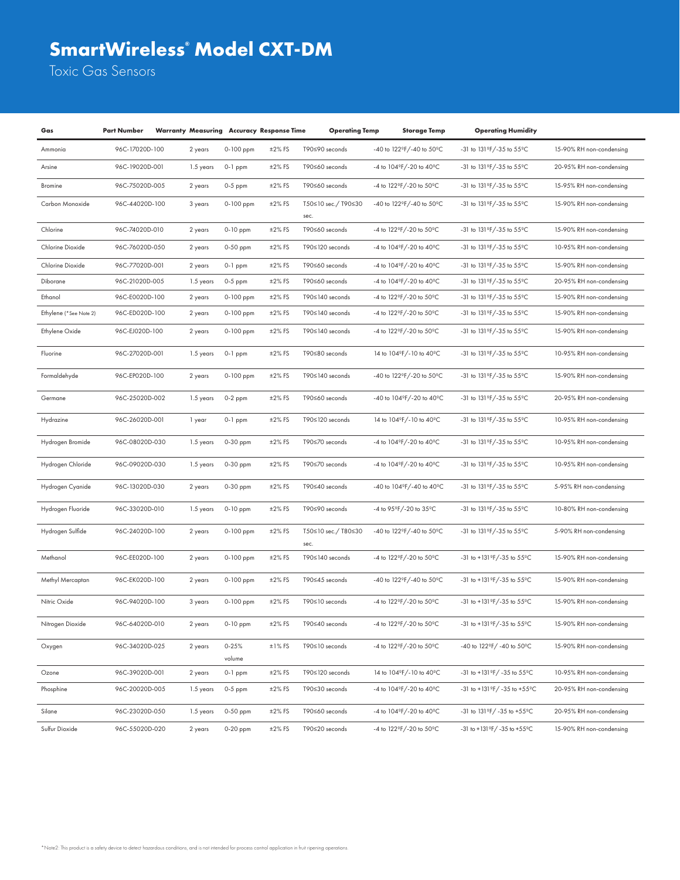# SmartWireless® Model CXT-DM

Toxic Gas Sensors

| Gas | Part Number | Warranty | Measuring | Accuracy | Response Time | Operating Temp | Storage Temp | Operating Humidity |
|---|---|---|---|---|---|---|---|---|
| Ammonia | 96C-17020D-100 | 2 years | 0-100 ppm | ±2% FS | T90≤90 seconds | -40 to 122ºF/-40 to 50ºC | -31 to 131ºF/-35 to 55ºC | 15-90% RH non-condensing |
| Arsine | 96C-19020D-001 | 1.5 years | 0-1 ppm | ±2% FS | T90≤60 seconds | -4 to 104ºF/-20 to 40ºC | -31 to 131ºF/-35 to 55ºC | 20-95% RH non-condensing |
| Bromine | 96C-75020D-005 | 2 years | 0-5 ppm | ±2% FS | T90≤60 seconds | -4 to 122ºF/-20 to 50ºC | -31 to 131ºF/-35 to 55ºC | 15-95% RH non-condensing |
| Carbon Monoxide | 96C-44020D-100 | 3 years | 0-100 ppm | ±2% FS | T50≤10 sec./ T90≤30 sec. | -40 to 122ºF/-40 to 50ºC | -31 to 131ºF/-35 to 55ºC | 15-90% RH non-condensing |
| Chlorine | 96C-74020D-010 | 2 years | 0-10 ppm | ±2% FS | T90≤60 seconds | -4 to 122ºF/-20 to 50ºC | -31 to 131ºF/-35 to 55ºC | 15-90% RH non-condensing |
| Chlorine Dioxide | 96C-76020D-050 | 2 years | 0-50 ppm | ±2% FS | T90≤120 seconds | -4 to 104ºF/-20 to 40ºC | -31 to 131ºF/-35 to 55ºC | 10-95% RH non-condensing |
| Chlorine Dioxide | 96C-77020D-001 | 2 years | 0-1 ppm | ±2% FS | T90≤60 seconds | -4 to 104ºF/-20 to 40ºC | -31 to 131ºF/-35 to 55ºC | 15-90% RH non-condensing |
| Diborane | 96C-21020D-005 | 1.5 years | 0-5 ppm | ±2% FS | T90≤60 seconds | -4 to 104ºF/-20 to 40ºC | -31 to 131ºF/-35 to 55ºC | 20-95% RH non-condensing |
| Ethanol | 96C-E0020D-100 | 2 years | 0-100 ppm | ±2% FS | T90≤140 seconds | -4 to 122ºF/-20 to 50ºC | -31 to 131ºF/-35 to 55ºC | 15-90% RH non-condensing |
| Ethylene (*See Note 2) | 96C-ED020D-100 | 2 years | 0-100 ppm | ±2% FS | T90≤140 seconds | -4 to 122ºF/-20 to 50ºC | -31 to 131ºF/-35 to 55ºC | 15-90% RH non-condensing |
| Ethylene Oxide | 96C-EJ020D-100 | 2 years | 0-100 ppm | ±2% FS | T90≤140 seconds | -4 to 122ºF/-20 to 50ºC | -31 to 131ºF/-35 to 55ºC | 15-90% RH non-condensing |
| Fluorine | 96C-27020D-001 | 1.5 years | 0-1 ppm | ±2% FS | T90≤80 seconds | 14 to 104ºF/-10 to 40ºC | -31 to 131ºF/-35 to 55ºC | 10-95% RH non-condensing |
| Formaldehyde | 96C-EP020D-100 | 2 years | 0-100 ppm | ±2% FS | T90≤140 seconds | -40 to 122ºF/-20 to 50ºC | -31 to 131ºF/-35 to 55ºC | 15-90% RH non-condensing |
| Germane | 96C-25020D-002 | 1.5 years | 0-2 ppm | ±2% FS | T90≤60 seconds | -40 to 104ºF/-20 to 40ºC | -31 to 131ºF/-35 to 55ºC | 20-95% RH non-condensing |
| Hydrazine | 96C-26020D-001 | 1 year | 0-1 ppm | ±2% FS | T90≤120 seconds | 14 to 104ºF/-10 to 40ºC | -31 to 131ºF/-35 to 55ºC | 10-95% RH non-condensing |
| Hydrogen Bromide | 96C-08020D-030 | 1.5 years | 0-30 ppm | ±2% FS | T90≤70 seconds | -4 to 104ºF/-20 to 40ºC | -31 to 131ºF/-35 to 55ºC | 10-95% RH non-condensing |
| Hydrogen Chloride | 96C-09020D-030 | 1.5 years | 0-30 ppm | ±2% FS | T90≤70 seconds | -4 to 104ºF/-20 to 40ºC | -31 to 131ºF/-35 to 55ºC | 10-95% RH non-condensing |
| Hydrogen Cyanide | 96C-13020D-030 | 2 years | 0-30 ppm | ±2% FS | T90≤40 seconds | -40 to 104ºF/-40 to 40ºC | -31 to 131ºF/-35 to 55ºC | 5-95% RH non-condensing |
| Hydrogen Fluoride | 96C-33020D-010 | 1.5 years | 0-10 ppm | ±2% FS | T90≤90 seconds | -4 to 95ºF/-20 to 35ºC | -31 to 131ºF/-35 to 55ºC | 10-80% RH non-condensing |
| Hydrogen Sulfide | 96C-24020D-100 | 2 years | 0-100 ppm | ±2% FS | T50≤10 sec./ T80≤30 sec. | -40 to 122ºF/-40 to 50ºC | -31 to 131ºF/-35 to 55ºC | 5-90% RH non-condensing |
| Methanol | 96C-EE020D-100 | 2 years | 0-100 ppm | ±2% FS | T90≤140 seconds | -4 to 122ºF/-20 to 50ºC | -31 to +131ºF/-35 to 55ºC | 15-90% RH non-condensing |
| Methyl Mercaptan | 96C-EK020D-100 | 2 years | 0-100 ppm | ±2% FS | T90≤45 seconds | -40 to 122ºF/-40 to 50ºC | -31 to +131ºF/-35 to 55ºC | 15-90% RH non-condensing |
| Nitric Oxide | 96C-94020D-100 | 3 years | 0-100 ppm | ±2% FS | T90≤10 seconds | -4 to 122ºF/-20 to 50ºC | -31 to +131ºF/-35 to 55ºC | 15-90% RH non-condensing |
| Nitrogen Dioxide | 96C-64020D-010 | 2 years | 0-10 ppm | ±2% FS | T90≤40 seconds | -4 to 122ºF/-20 to 50ºC | -31 to +131ºF/-35 to 55ºC | 15-90% RH non-condensing |
| Oxygen | 96C-34020D-025 | 2 years | 0-25% volume | ±1% FS | T90≤10 seconds | -4 to 122ºF/-20 to 50ºC | -40 to 122ºF/ -40 to 50ºC | 15-90% RH non-condensing |
| Ozone | 96C-39020D-001 | 2 years | 0-1 ppm | ±2% FS | T90≤120 seconds | 14 to 104ºF/-10 to 40ºC | -31 to +131ºF/ -35 to 55ºC | 10-95% RH non-condensing |
| Phosphine | 96C-20020D-005 | 1.5 years | 0-5 ppm | ±2% FS | T90≤30 seconds | -4 to 104ºF/-20 to 40ºC | -31 to +131ºF/ -35 to +55ºC | 20-95% RH non-condensing |
| Silane | 96C-23020D-050 | 1.5 years | 0-50 ppm | ±2% FS | T90≤60 seconds | -4 to 104ºF/-20 to 40ºC | -31 to 131ºF/ -35 to +55ºC | 20-95% RH non-condensing |
| Sulfur Dioxide | 96C-55020D-020 | 2 years | 0-20 ppm | ±2% FS | T90≤20 seconds | -4 to 122ºF/-20 to 50ºC | -31 to +131ºF/ -35 to +55ºC | 15-90% RH non-condensing |

*Note2: This product is a safety device to detect hazardous conditions, and is not intended for process control application in fruit ripening operations.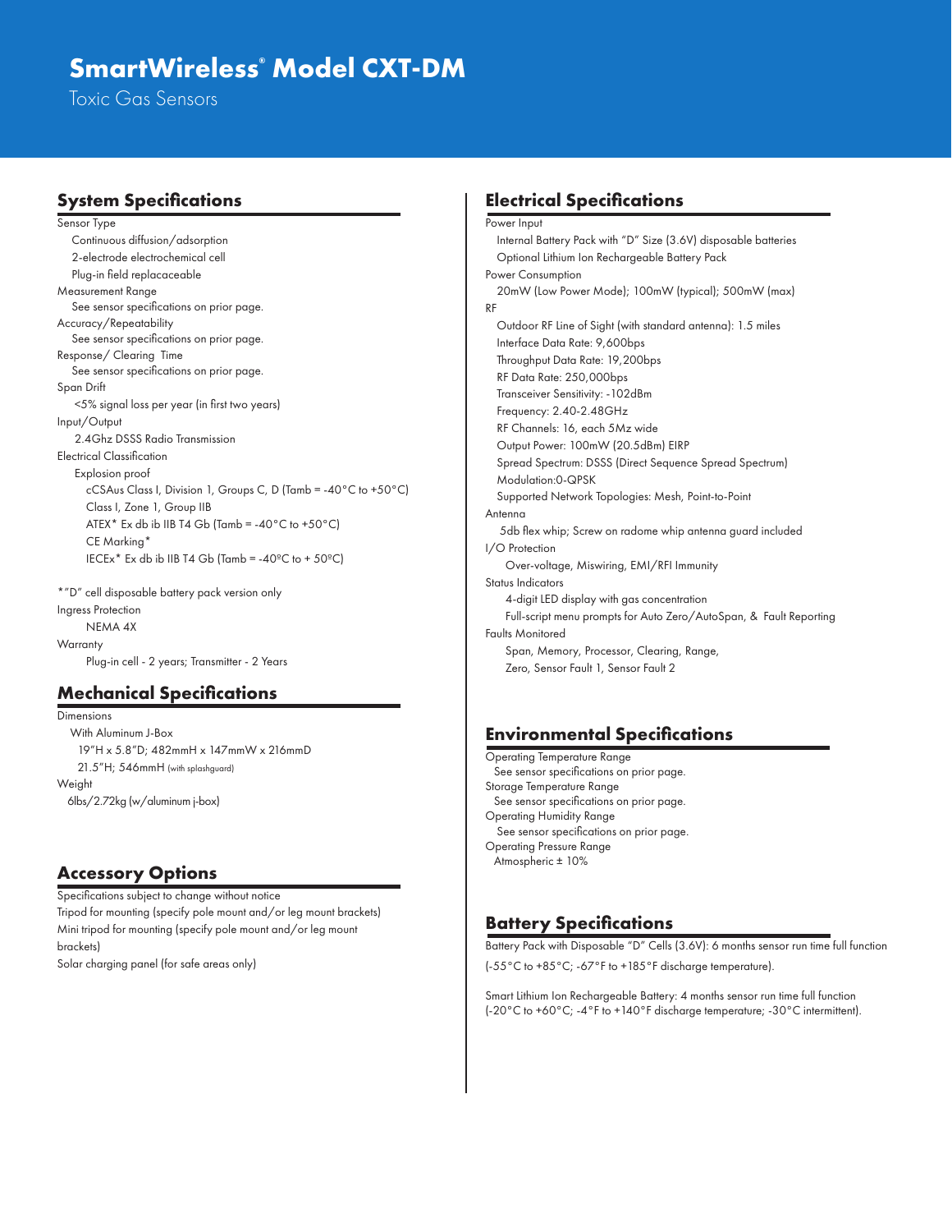# SmartWireless® Model CXT-DM

Toxic Gas Sensors

## System Specifications

Sensor Type
- Continuous diffusion/adsorption
- 2-electrode electrochemical cell
- Plug-in field replacaceable

Measurement Range
- See sensor specifications on prior page.

Accuracy/Repeatability
- See sensor specifications on prior page.

Response/ Clearing Time
- See sensor specifications on prior page.

Span Drift
- <5% signal loss per year (in first two years)

Input/Output
- 2.4Ghz DSSS Radio Transmission

Electrical Classification
- Explosion proof
  - cCSAus Class I, Division 1, Groups C, D (Tamb = -40°C to +50°C)
  - Class I, Zone 1, Group IIB
  - ATEX* Ex db ib IIB T4 Gb (Tamb = -40°C to +50°C)
  - CE Marking*
  - IECEx* Ex db ib IIB T4 Gb (Tamb = -40ºC to + 50ºC)

*"D" cell disposable battery pack version only

Ingress Protection
- NEMA 4X

Warranty
- Plug-in cell - 2 years; Transmitter - 2 Years

## Mechanical Specifications

Dimensions
- With Aluminum J-Box
  - 19"H x 5.8"D; 482mmH x 147mmW x 216mmD
  - 21.5"H; 546mmH (with splashguard)

Weight
- 6lbs/2.72kg (w/aluminum j-box)

## Accessory Options

Specifications subject to change without notice

Tripod for mounting (specify pole mount and/or leg mount brackets)

Mini tripod for mounting (specify pole mount and/or leg mount brackets)

Solar charging panel (for safe areas only)

## Electrical Specifications

Power Input
- Internal Battery Pack with "D" Size (3.6V) disposable batteries
- Optional Lithium Ion Rechargeable Battery Pack

Power Consumption
- 20mW (Low Power Mode); 100mW (typical); 500mW (max)

RF
- Outdoor RF Line of Sight (with standard antenna): 1.5 miles
- Interface Data Rate: 9,600bps
- Throughput Data Rate: 19,200bps
- RF Data Rate: 250,000bps
- Transceiver Sensitivity: -102dBm
- Frequency: 2.40-2.48GHz
- RF Channels: 16, each 5Mz wide
- Output Power: 100mW (20.5dBm) EIRP
- Spread Spectrum: DSSS (Direct Sequence Spread Spectrum)
- Modulation:0-QPSK
- Supported Network Topologies: Mesh, Point-to-Point

Antenna
- 5db flex whip; Screw on radome whip antenna guard included

I/O Protection
- Over-voltage, Miswiring, EMI/RFI Immunity

Status Indicators
- 4-digit LED display with gas concentration
- Full-script menu prompts for Auto Zero/AutoSpan, & Fault Reporting

Faults Monitored
- Span, Memory, Processor, Clearing, Range, Zero, Sensor Fault 1, Sensor Fault 2

## Environmental Specifications

Operating Temperature Range
- See sensor specifications on prior page.

Storage Temperature Range
- See sensor specifications on prior page.

Operating Humidity Range
- See sensor specifications on prior page.

Operating Pressure Range
- Atmospheric ± 10%

## Battery Specifications

Battery Pack with Disposable "D" Cells (3.6V): 6 months sensor run time full function (-55°C to +85°C; -67°F to +185°F discharge temperature).

Smart Lithium Ion Rechargeable Battery: 4 months sensor run time full function (-20°C to +60°C; -4°F to +140°F discharge temperature; -30°C intermittent).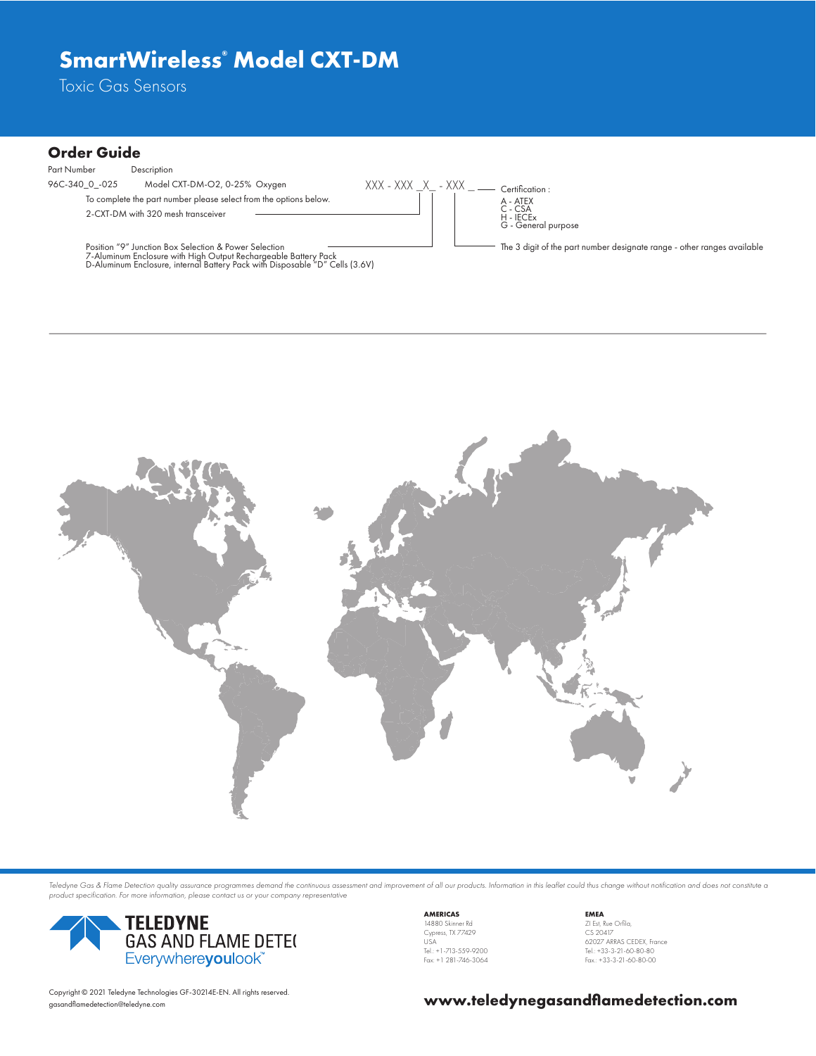# SmartWireless® Model CXT-DM

Toxic Gas Sensors

## Order Guide

| Part Number | Description |
|---|---|
| 96C-340_0_-025 | Model CXT-DM-O2, 0-25% Oxygen |

To complete the part number please select from the options below.

2-CXT-DM with 320 mesh transceiver

XXX - XXX _X_ - XXX _

Certification :

- A - ATEX
- C - CSA
- H - IECEx
- G - General purpose

The 3 digit of the part number designate range - other ranges available

Position "9" Junction Box Selection & Power Selection

- 7-Aluminum Enclosure with High Output Rechargeable Battery Pack
- D-Aluminum Enclosure, internal Battery Pack with Disposable "D" Cells (3.6V)

*Teledyne Gas & Flame Detection quality assurance programmes demand the continuous assessment and improvement of all our products. Information in this leaflet could thus change without notification and does not constitute a product specification. For more information, please contact us or your company representative*

TELEDYNE GAS AND FLAME DETECTION
Everywhereyoulook™

**AMERICAS**
14880 Skinner Rd
Cypress, TX 77429
USA
Tel.: +1-713-559-9200
Fax: +1 281-746-3064

**EMEA**
ZI Est, Rue Orfila,
CS 20417
62027 ARRAS CEDEX, France
Tel.: +33-3-21-60-80-80
Fax.: +33-3-21-60-80-00

Copyright © 2021 Teledyne Technologies GF-30214E-EN. All rights reserved.
gasandflamedetection@teledyne.com

**www.teledynegasandflamedetection.com**